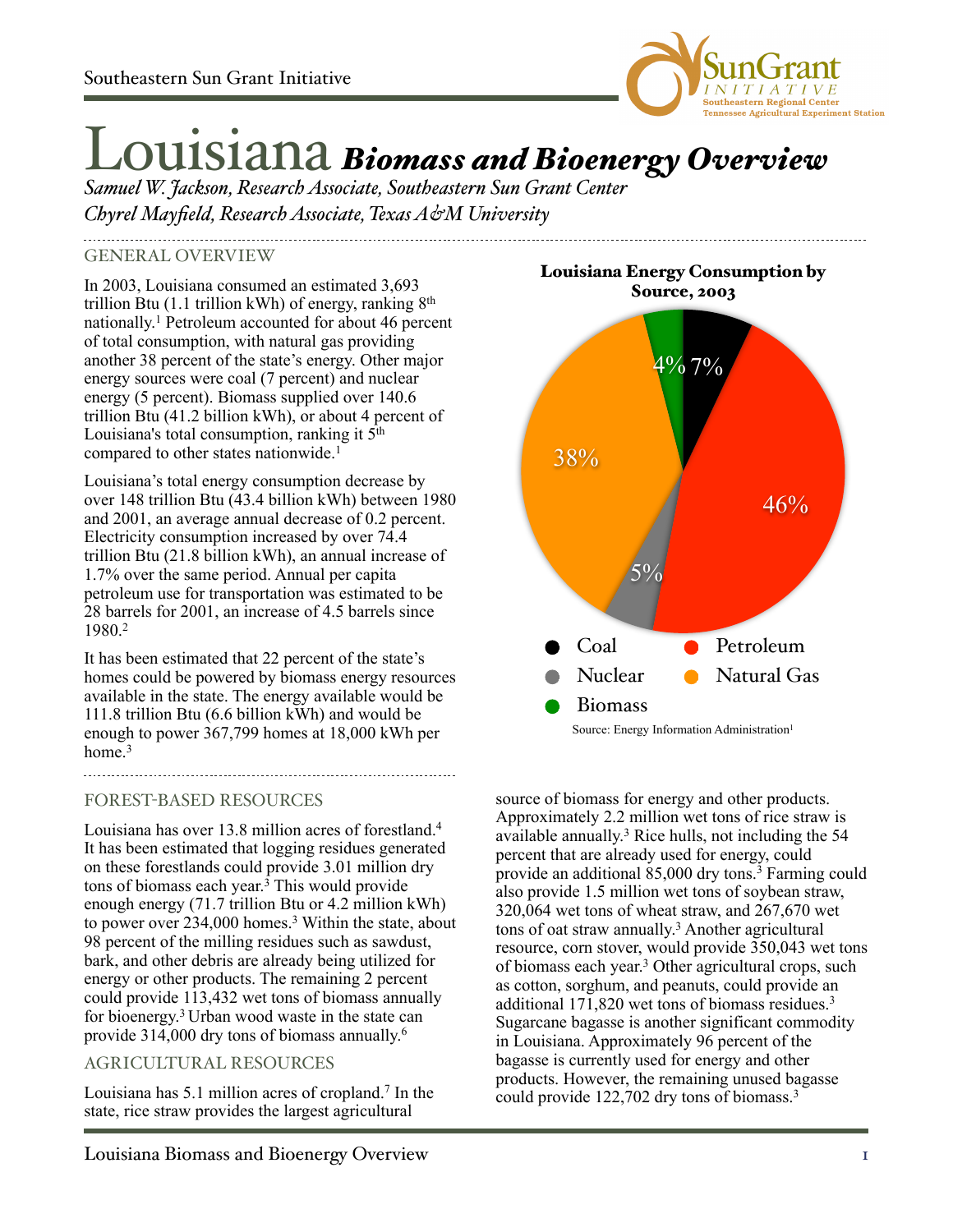Southeastern Sun Grant Initiative

# Louisiana *Biomass and Bioenergy Overview*

*Samuel W. Jackson, Research Associate, Southeastern Sun Grant Center*
*Chyrel Mayfield, Research Associate, Texas A&M University*

## GENERAL OVERVIEW

In 2003, Louisiana consumed an estimated 3,693 trillion Btu (1.1 trillion kWh) of energy, ranking 8th nationally.[1] Petroleum accounted for about 46 percent of total consumption, with natural gas providing another 38 percent of the state's energy. Other major energy sources were coal (7 percent) and nuclear energy (5 percent). Biomass supplied over 140.6 trillion Btu (41.2 billion kWh), or about 4 percent of Louisiana's total consumption, ranking it 5th compared to other states nationwide.[1]

Louisiana's total energy consumption decrease by over 148 trillion Btu (43.4 billion kWh) between 1980 and 2001, an average annual decrease of 0.2 percent. Electricity consumption increased by over 74.4 trillion Btu (21.8 billion kWh), an annual increase of 1.7% over the same period. Annual per capita petroleum use for transportation was estimated to be 28 barrels for 2001, an increase of 4.5 barrels since 1980.[2]

It has been estimated that 22 percent of the state's homes could be powered by biomass energy resources available in the state. The energy available would be 111.8 trillion Btu (6.6 billion kWh) and would be enough to power 367,799 homes at 18,000 kWh per home.[3]

**Louisiana Energy Consumption by Source, 2003**

| Source | Percent |
|---|---|
| Coal | 7% |
| Petroleum | 46% |
| Nuclear | 5% |
| Natural Gas | 38% |
| Biomass | 4% |

Source: Energy Information Administration[1]

## FOREST-BASED RESOURCES

Louisiana has over 13.8 million acres of forestland.[4] It has been estimated that logging residues generated on these forestlands could provide 3.01 million dry tons of biomass each year.[3] This would provide enough energy (71.7 trillion Btu or 4.2 million kWh) to power over 234,000 homes.[3] Within the state, about 98 percent of the milling residues such as sawdust, bark, and other debris are already being utilized for energy or other products. The remaining 2 percent could provide 113,432 wet tons of biomass annually for bioenergy.[3] Urban wood waste in the state can provide 314,000 dry tons of biomass annually.[6]

## AGRICULTURAL RESOURCES

Louisiana has 5.1 million acres of cropland.[7] In the state, rice straw provides the largest agricultural source of biomass for energy and other products. Approximately 2.2 million wet tons of rice straw is available annually.[3] Rice hulls, not including the 54 percent that are already used for energy, could provide an additional 85,000 dry tons.[3] Farming could also provide 1.5 million wet tons of soybean straw, 320,064 wet tons of wheat straw, and 267,670 wet tons of oat straw annually.[3] Another agricultural resource, corn stover, would provide 350,043 wet tons of biomass each year.[3] Other agricultural crops, such as cotton, sorghum, and peanuts, could provide an additional 171,820 wet tons of biomass residues.[3] Sugarcane bagasse is another significant commodity in Louisiana. Approximately 96 percent of the bagasse is currently used for energy and other products. However, the remaining unused bagasse could provide 122,702 dry tons of biomass.[3]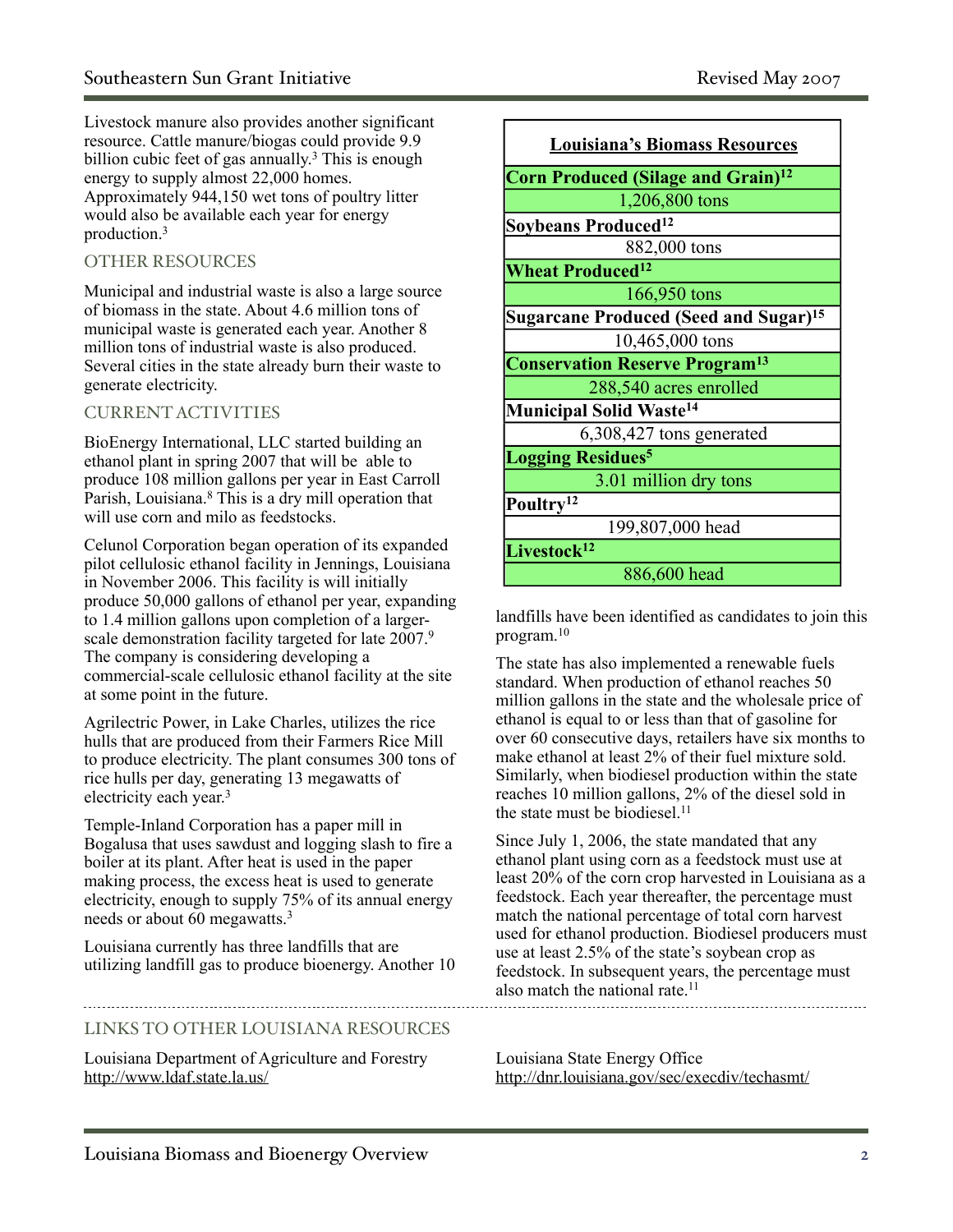Livestock manure also provides another significant resource. Cattle manure/biogas could provide 9.9 billion cubic feet of gas annually.[3] This is enough energy to supply almost 22,000 homes. Approximately 944,150 wet tons of poultry litter would also be available each year for energy production.[3]

## OTHER RESOURCES

Municipal and industrial waste is also a large source of biomass in the state. About 4.6 million tons of municipal waste is generated each year. Another 8 million tons of industrial waste is also produced. Several cities in the state already burn their waste to generate electricity.

## CURRENT ACTIVITIES

BioEnergy International, LLC started building an ethanol plant in spring 2007 that will be able to produce 108 million gallons per year in East Carroll Parish, Louisiana.[8] This is a dry mill operation that will use corn and milo as feedstocks.

Celunol Corporation began operation of its expanded pilot cellulosic ethanol facility in Jennings, Louisiana in November 2006. This facility is will initially produce 50,000 gallons of ethanol per year, expanding to 1.4 million gallons upon completion of a larger-scale demonstration facility targeted for late 2007.[9] The company is considering developing a commercial-scale cellulosic ethanol facility at the site at some point in the future.

Agrilectric Power, in Lake Charles, utilizes the rice hulls that are produced from their Farmers Rice Mill to produce electricity. The plant consumes 300 tons of rice hulls per day, generating 13 megawatts of electricity each year.[3]

Temple-Inland Corporation has a paper mill in Bogalusa that uses sawdust and logging slash to fire a boiler at its plant. After heat is used in the paper making process, the excess heat is used to generate electricity, enough to supply 75% of its annual energy needs or about 60 megawatts.[3]

Louisiana currently has three landfills that are utilizing landfill gas to produce bioenergy. Another 10 landfills have been identified as candidates to join this program.[10]

| **Louisiana's Biomass Resources** |
|---|
| **Corn Produced (Silage and Grain)[12]** |
| 1,206,800 tons |
| **Soybeans Produced[12]** |
| 882,000 tons |
| **Wheat Produced[12]** |
| 166,950 tons |
| **Sugarcane Produced (Seed and Sugar)[15]** |
| 10,465,000 tons |
| **Conservation Reserve Program[13]** |
| 288,540 acres enrolled |
| **Municipal Solid Waste[14]** |
| 6,308,427 tons generated |
| **Logging Residues[5]** |
| 3.01 million dry tons |
| **Poultry[12]** |
| 199,807,000 head |
| **Livestock[12]** |
| 886,600 head |

The state has also implemented a renewable fuels standard. When production of ethanol reaches 50 million gallons in the state and the wholesale price of ethanol is equal to or less than that of gasoline for over 60 consecutive days, retailers have six months to make ethanol at least 2% of their fuel mixture sold. Similarly, when biodiesel production within the state reaches 10 million gallons, 2% of the diesel sold in the state must be biodiesel.[11]

Since July 1, 2006, the state mandated that any ethanol plant using corn as a feedstock must use at least 20% of the corn crop harvested in Louisiana as a feedstock. Each year thereafter, the percentage must match the national percentage of total corn harvest used for ethanol production. Biodiesel producers must use at least 2.5% of the state's soybean crop as feedstock. In subsequent years, the percentage must also match the national rate.[11]

## LINKS TO OTHER LOUISIANA RESOURCES

Louisiana Department of Agriculture and Forestry
http://www.ldaf.state.la.us/

Louisiana State Energy Office
http://dnr.louisiana.gov/sec/execdiv/techasmt/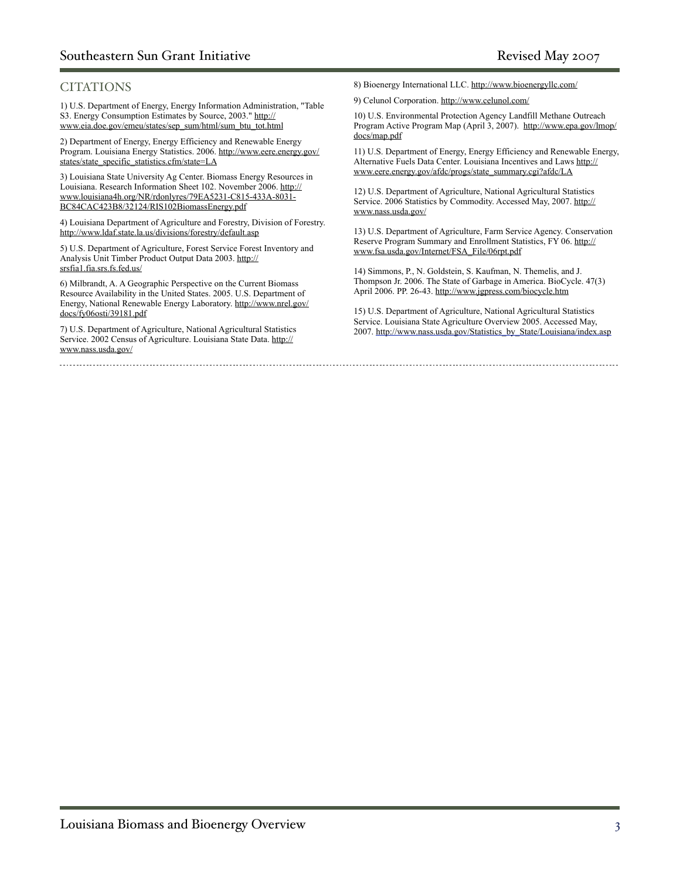## CITATIONS

1) U.S. Department of Energy, Energy Information Administration, "Table S3. Energy Consumption Estimates by Source, 2003." http://www.eia.doe.gov/emeu/states/sep_sum/html/sum_btu_tot.html

2) Department of Energy, Energy Efficiency and Renewable Energy Program. Louisiana Energy Statistics. 2006. http://www.eere.energy.gov/states/state_specific_statistics.cfm/state=LA

3) Louisiana State University Ag Center. Biomass Energy Resources in Louisiana. Research Information Sheet 102. November 2006. http://www.louisiana4h.org/NR/rdonlyres/79EA5231-C815-433A-8031-BC84CAC423B8/32124/RIS102BiomassEnergy.pdf

4) Louisiana Department of Agriculture and Forestry, Division of Forestry. http://www.ldaf.state.la.us/divisions/forestry/default.asp

5) U.S. Department of Agriculture, Forest Service Forest Inventory and Analysis Unit Timber Product Output Data 2003. http://srsfia1.fia.srs.fs.fed.us/

6) Milbrandt, A. A Geographic Perspective on the Current Biomass Resource Availability in the United States. 2005. U.S. Department of Energy, National Renewable Energy Laboratory. http://www.nrel.gov/docs/fy06osti/39181.pdf

7) U.S. Department of Agriculture, National Agricultural Statistics Service. 2002 Census of Agriculture. Louisiana State Data. http://www.nass.usda.gov/

8) Bioenergy International LLC. http://www.bioenergyllc.com/

9) Celunol Corporation. http://www.celunol.com/

10) U.S. Environmental Protection Agency Landfill Methane Outreach Program Active Program Map (April 3, 2007). http://www.epa.gov/lmop/docs/map.pdf

11) U.S. Department of Energy, Energy Efficiency and Renewable Energy, Alternative Fuels Data Center. Louisiana Incentives and Laws http://www.eere.energy.gov/afdc/progs/state_summary.cgi?afdc/LA

12) U.S. Department of Agriculture, National Agricultural Statistics Service. 2006 Statistics by Commodity. Accessed May, 2007. http://www.nass.usda.gov/

13) U.S. Department of Agriculture, Farm Service Agency. Conservation Reserve Program Summary and Enrollment Statistics, FY 06. http://www.fsa.usda.gov/Internet/FSA_File/06rpt.pdf

14) Simmons, P., N. Goldstein, S. Kaufman, N. Themelis, and J. Thompson Jr. 2006. The State of Garbage in America. BioCycle. 47(3) April 2006. PP. 26-43. http://www.jgpress.com/biocycle.htm

15) U.S. Department of Agriculture, National Agricultural Statistics Service. Louisiana State Agriculture Overview 2005. Accessed May, 2007. http://www.nass.usda.gov/Statistics_by_State/Louisiana/index.asp